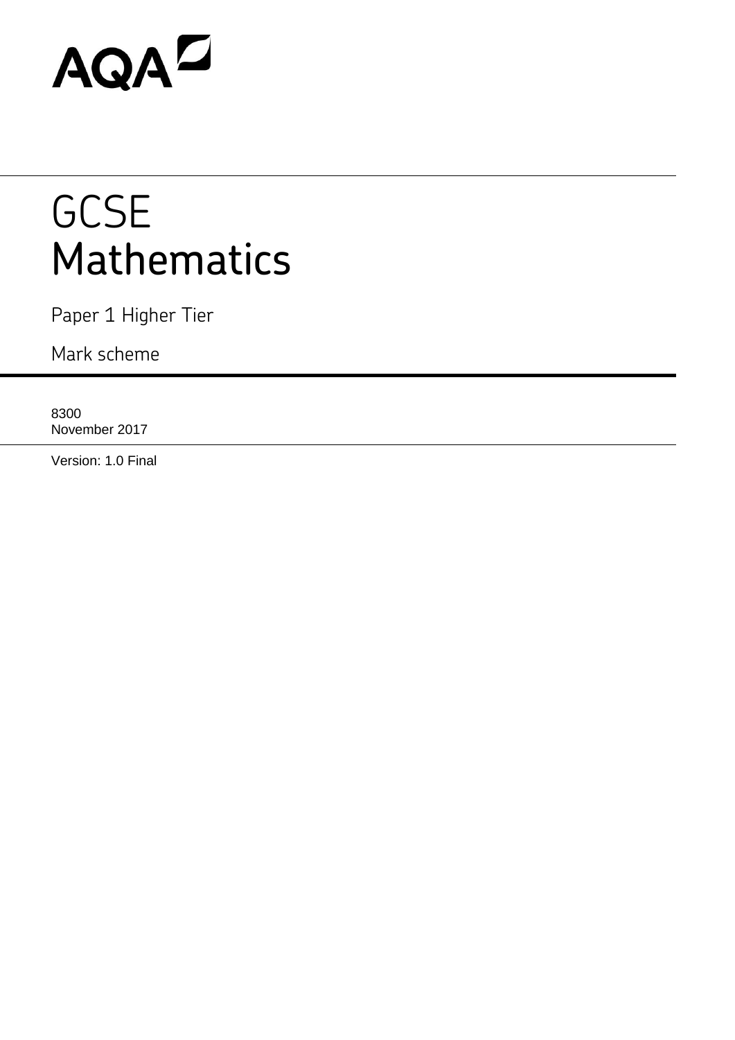AQA

# GCSE Mathematics

Paper 1 Higher Tier

Mark scheme

8300
November 2017

Version: 1.0 Final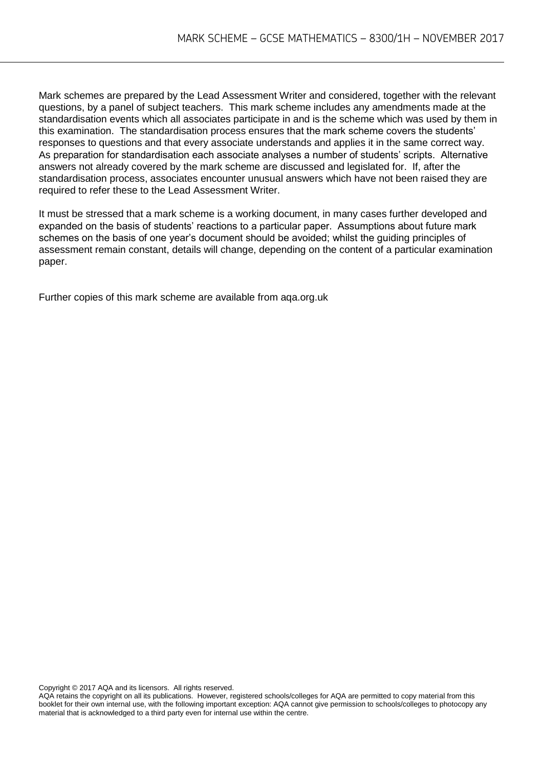Mark schemes are prepared by the Lead Assessment Writer and considered, together with the relevant questions, by a panel of subject teachers. This mark scheme includes any amendments made at the standardisation events which all associates participate in and is the scheme which was used by them in this examination. The standardisation process ensures that the mark scheme covers the students' responses to questions and that every associate understands and applies it in the same correct way. As preparation for standardisation each associate analyses a number of students' scripts. Alternative answers not already covered by the mark scheme are discussed and legislated for. If, after the standardisation process, associates encounter unusual answers which have not been raised they are required to refer these to the Lead Assessment Writer.

It must be stressed that a mark scheme is a working document, in many cases further developed and expanded on the basis of students' reactions to a particular paper. Assumptions about future mark schemes on the basis of one year's document should be avoided; whilst the guiding principles of assessment remain constant, details will change, depending on the content of a particular examination paper.

Further copies of this mark scheme are available from aqa.org.uk

Copyright © 2017 AQA and its licensors. All rights reserved.
AQA retains the copyright on all its publications. However, registered schools/colleges for AQA are permitted to copy material from this booklet for their own internal use, with the following important exception: AQA cannot give permission to schools/colleges to photocopy any material that is acknowledged to a third party even for internal use within the centre.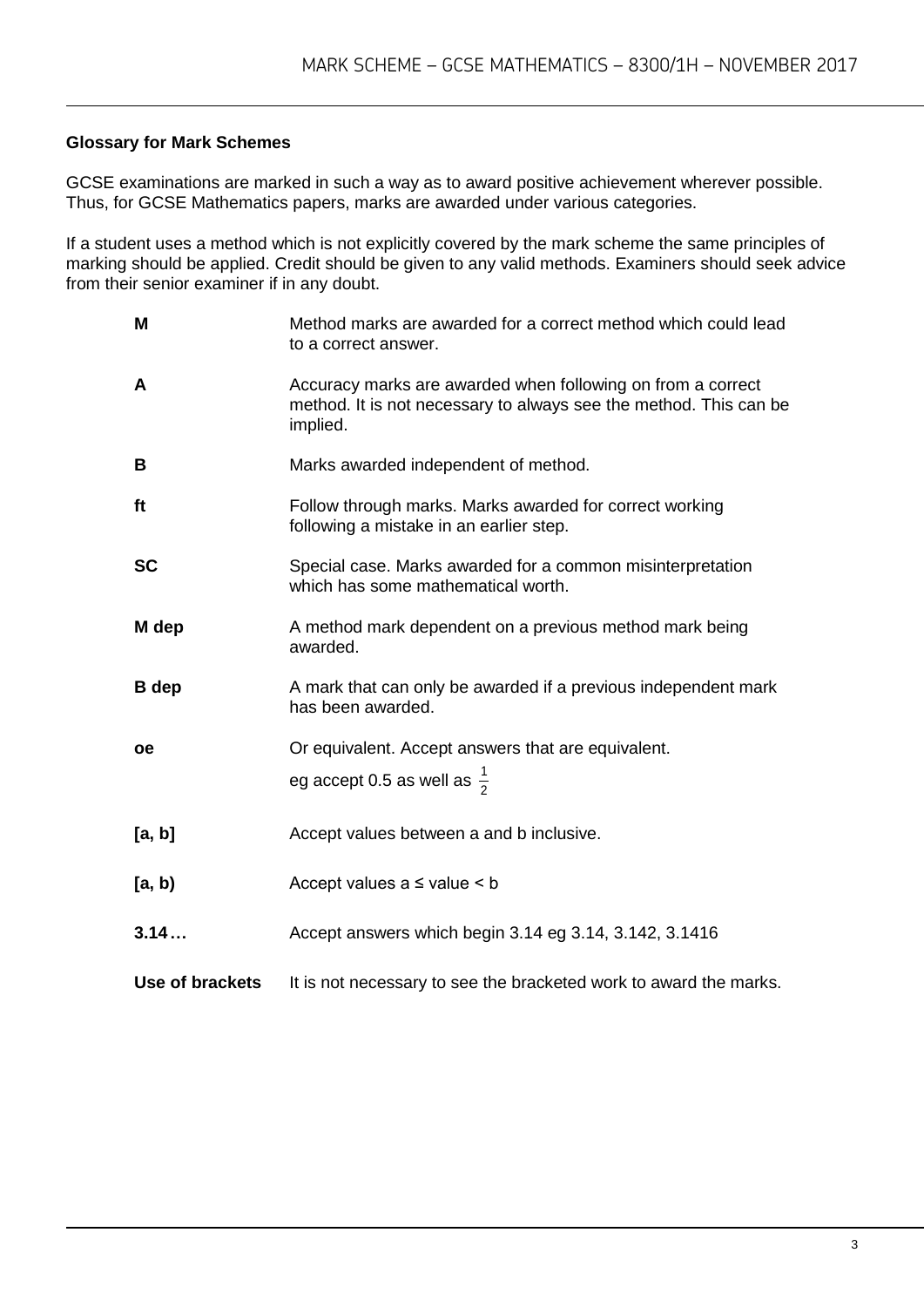**Glossary for Mark Schemes**

GCSE examinations are marked in such a way as to award positive achievement wherever possible. Thus, for GCSE Mathematics papers, marks are awarded under various categories.

If a student uses a method which is not explicitly covered by the mark scheme the same principles of marking should be applied. Credit should be given to any valid methods. Examiners should seek advice from their senior examiner if in any doubt.

| | |
|---|---|
| **M** | Method marks are awarded for a correct method which could lead to a correct answer. |
| **A** | Accuracy marks are awarded when following on from a correct method. It is not necessary to always see the method. This can be implied. |
| **B** | Marks awarded independent of method. |
| **ft** | Follow through marks. Marks awarded for correct working following a mistake in an earlier step. |
| **SC** | Special case. Marks awarded for a common misinterpretation which has some mathematical worth. |
| **M dep** | A method mark dependent on a previous method mark being awarded. |
| **B dep** | A mark that can only be awarded if a previous independent mark has been awarded. |
| **oe** | Or equivalent. Accept answers that are equivalent. eg accept 0.5 as well as $\frac{1}{2}$ |
| **[a, b]** | Accept values between a and b inclusive. |
| **[a, b)** | Accept values a ≤ value < b |
| **3.14…** | Accept answers which begin 3.14 eg 3.14, 3.142, 3.1416 |
| **Use of brackets** | It is not necessary to see the bracketed work to award the marks. |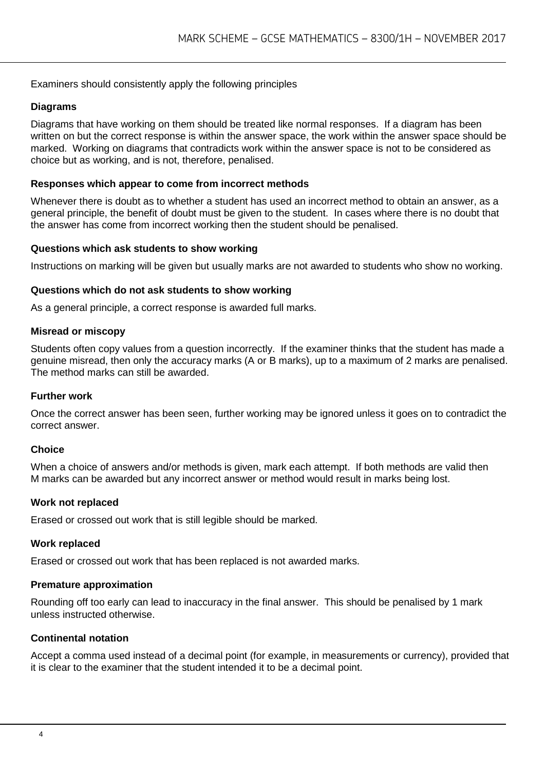Examiners should consistently apply the following principles

**Diagrams**

Diagrams that have working on them should be treated like normal responses. If a diagram has been written on but the correct response is within the answer space, the work within the answer space should be marked. Working on diagrams that contradicts work within the answer space is not to be considered as choice but as working, and is not, therefore, penalised.

**Responses which appear to come from incorrect methods**

Whenever there is doubt as to whether a student has used an incorrect method to obtain an answer, as a general principle, the benefit of doubt must be given to the student. In cases where there is no doubt that the answer has come from incorrect working then the student should be penalised.

**Questions which ask students to show working**

Instructions on marking will be given but usually marks are not awarded to students who show no working.

**Questions which do not ask students to show working**

As a general principle, a correct response is awarded full marks.

**Misread or miscopy**

Students often copy values from a question incorrectly. If the examiner thinks that the student has made a genuine misread, then only the accuracy marks (A or B marks), up to a maximum of 2 marks are penalised. The method marks can still be awarded.

**Further work**

Once the correct answer has been seen, further working may be ignored unless it goes on to contradict the correct answer.

**Choice**

When a choice of answers and/or methods is given, mark each attempt. If both methods are valid then M marks can be awarded but any incorrect answer or method would result in marks being lost.

**Work not replaced**

Erased or crossed out work that is still legible should be marked.

**Work replaced**

Erased or crossed out work that has been replaced is not awarded marks.

**Premature approximation**

Rounding off too early can lead to inaccuracy in the final answer. This should be penalised by 1 mark unless instructed otherwise.

**Continental notation**

Accept a comma used instead of a decimal point (for example, in measurements or currency), provided that it is clear to the examiner that the student intended it to be a decimal point.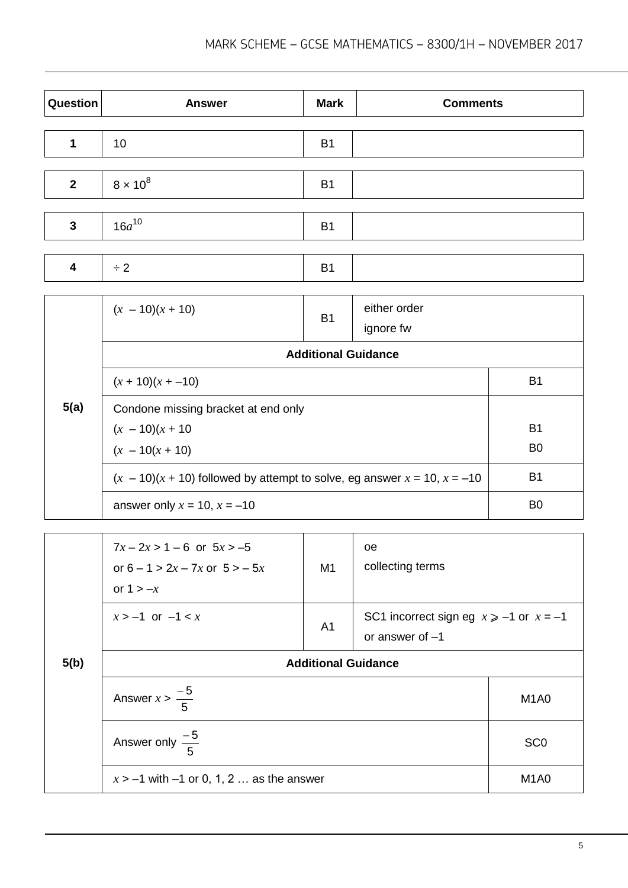| Question | Answer | Mark | Comments |
|---|---|---|---|
| 1 | 10 | B1 | |
| 2 | $8 \times 10^8$ | B1 | |
| 3 | $16a^{10}$ | B1 | |
| 4 | ÷ 2 | B1 | |

| Question | Answer | Mark | Comments |
|---|---|---|---|
| 5(a) | $(x - 10)(x + 10)$ | B1 | either order<br>ignore fw |
| | **Additional Guidance** | | |
| | $(x + 10)(x + -10)$ | | B1 |
| | Condone missing bracket at end only<br>$(x - 10)(x + 10$<br>$(x - 10(x + 10)$ | | <br>B1<br>B0 |
| | $(x - 10)(x + 10)$ followed by attempt to solve, eg answer $x = 10$, $x = -10$ | | B1 |
| | answer only $x = 10$, $x = -10$ | | B0 |

| Question | Answer | Mark | Comments |
|---|---|---|---|
| 5(b) | $7x - 2x > 1 - 6$ or $5x > -5$<br>or $6 - 1 > 2x - 7x$ or $5 > -5x$<br>or $1 > -x$ | M1 | oe<br>collecting terms |
| | $x > -1$ or $-1 < x$ | A1 | SC1 incorrect sign eg $x \geqslant -1$ or $x = -1$ or answer of $-1$ |
| | **Additional Guidance** | | |
| | Answer $x > \frac{-5}{5}$ | | M1A0 |
| | Answer only $\frac{-5}{5}$ | | SC0 |
| | $x > -1$ with $-1$ or 0, 1, 2 … as the answer | | M1A0 |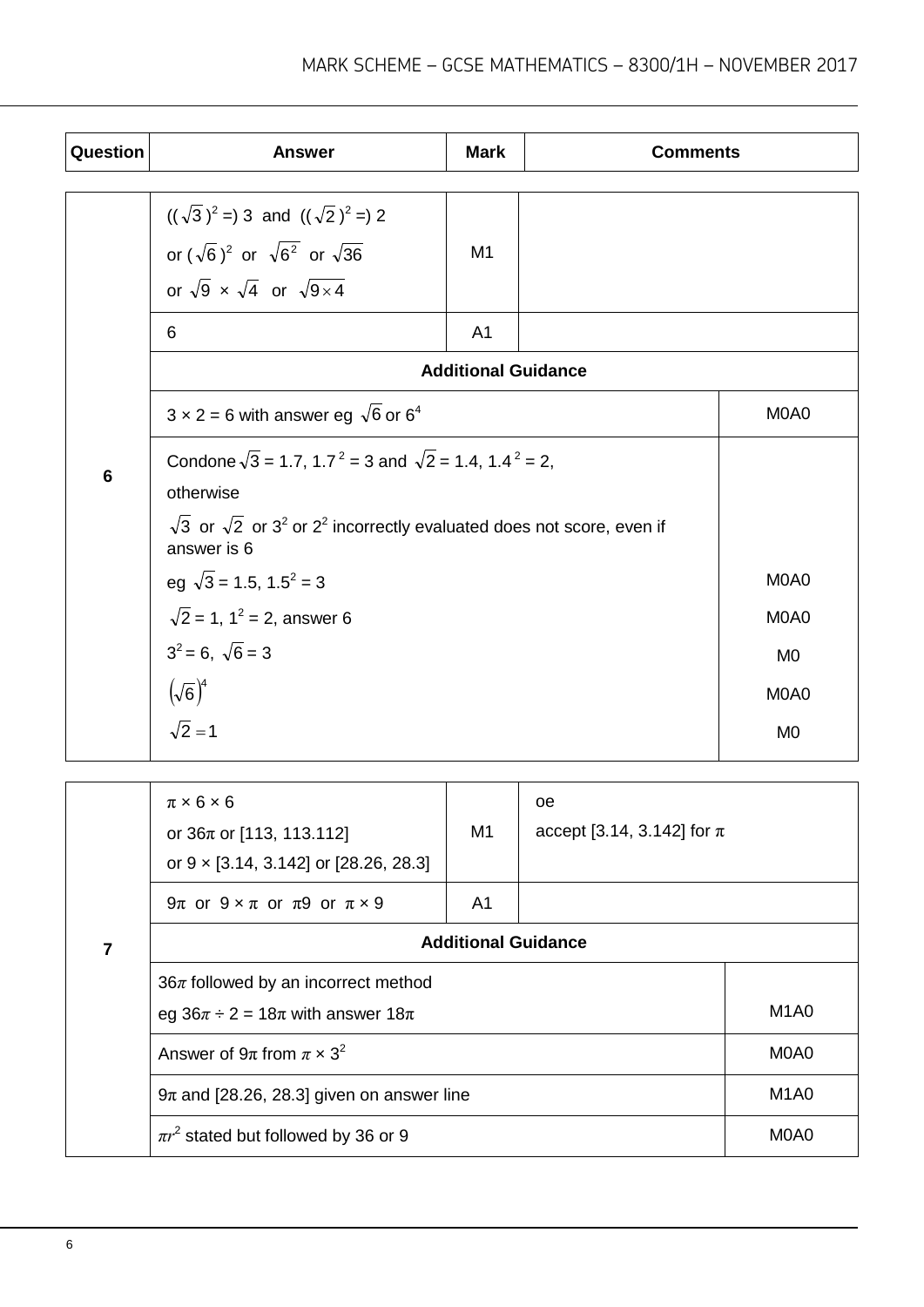| Question | Answer | Mark | Comments |
|---|---|---|---|
| 6 | $((\sqrt{3})^2 =)$ 3 and $((\sqrt{2})^2 =)$ 2<br>or $(\sqrt{6})^2$ or $\sqrt{6^2}$ or $\sqrt{36}$<br>or $\sqrt{9} \times \sqrt{4}$ or $\sqrt{9 \times 4}$ | M1 | |
| | 6 | A1 | |
| | **Additional Guidance** | | |
| | $3 \times 2 = 6$ with answer eg $\sqrt{6}$ or $6^4$ | | M0A0 |
| | Condone $\sqrt{3} = 1.7$, $1.7^2 = 3$ and $\sqrt{2} = 1.4$, $1.4^2 = 2$,<br>otherwise<br>$\sqrt{3}$ or $\sqrt{2}$ or $3^2$ or $2^2$ incorrectly evaluated does not score, even if answer is 6 | | |
| | eg $\sqrt{3} = 1.5$, $1.5^2 = 3$ | | M0A0 |
| | $\sqrt{2} = 1$, $1^2 = 2$, answer 6 | | M0A0 |
| | $3^2 = 6$, $\sqrt{6} = 3$ | | M0 |
| | $\left(\sqrt{6}\right)^4$ | | M0A0 |
| | $\sqrt{2} = 1$ | | M0 |

| Question | Answer | Mark | Comments |
|---|---|---|---|
| 7 | $\pi \times 6 \times 6$<br>or $36\pi$ or [113, 113.112]<br>or $9 \times$ [3.14, 3.142] or [28.26, 28.3] | M1 | oe<br>accept [3.14, 3.142] for $\pi$ |
| | $9\pi$ or $9 \times \pi$ or $\pi 9$ or $\pi \times 9$ | A1 | |
| | **Additional Guidance** | | |
| | $36\pi$ followed by an incorrect method<br>eg $36\pi \div 2 = 18\pi$ with answer $18\pi$ | | M1A0 |
| | Answer of $9\pi$ from $\pi \times 3^2$ | | M0A0 |
| | $9\pi$ and [28.26, 28.3] given on answer line | | M1A0 |
| | $\pi r^2$ stated but followed by 36 or 9 | | M0A0 |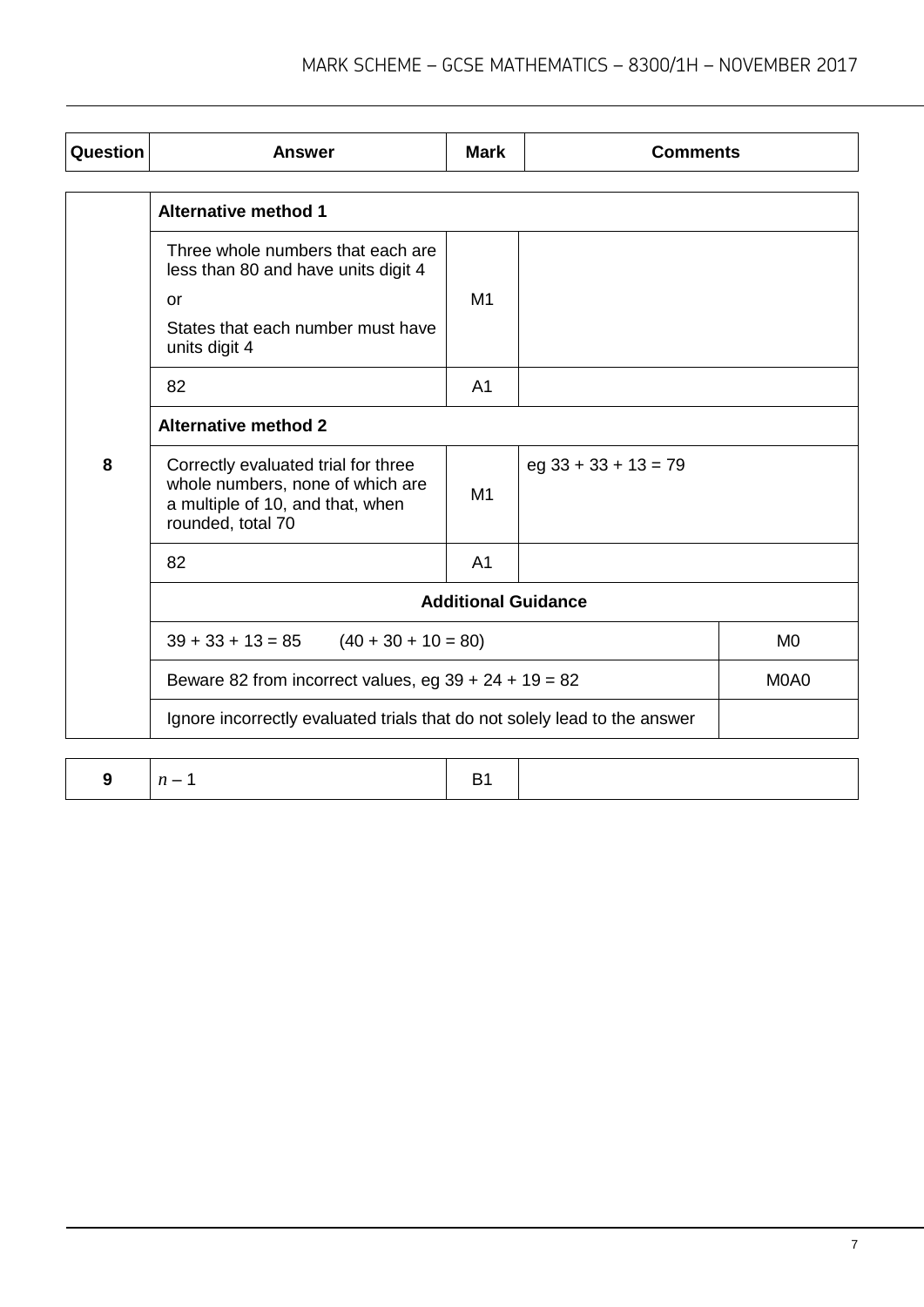| Question | Answer | Mark | Comments |
|---|---|---|---|
| 8 | **Alternative method 1** | | |
| | Three whole numbers that each are less than 80 and have units digit 4<br>or<br>States that each number must have units digit 4 | M1 | |
| | 82 | A1 | |
| | **Alternative method 2** | | |
| | Correctly evaluated trial for three whole numbers, none of which are a multiple of 10, and that, when rounded, total 70 | M1 | eg 33 + 33 + 13 = 79 |
| | 82 | A1 | |
| | **Additional Guidance** | | |
| | 39 + 33 + 13 = 85 (40 + 30 + 10 = 80) | | M0 |
| | Beware 82 from incorrect values, eg 39 + 24 + 19 = 82 | | M0A0 |
| | Ignore incorrectly evaluated trials that do not solely lead to the answer | | |

| Question | Answer | Mark | Comments |
|---|---|---|---|
| 9 | $n - 1$ | B1 | |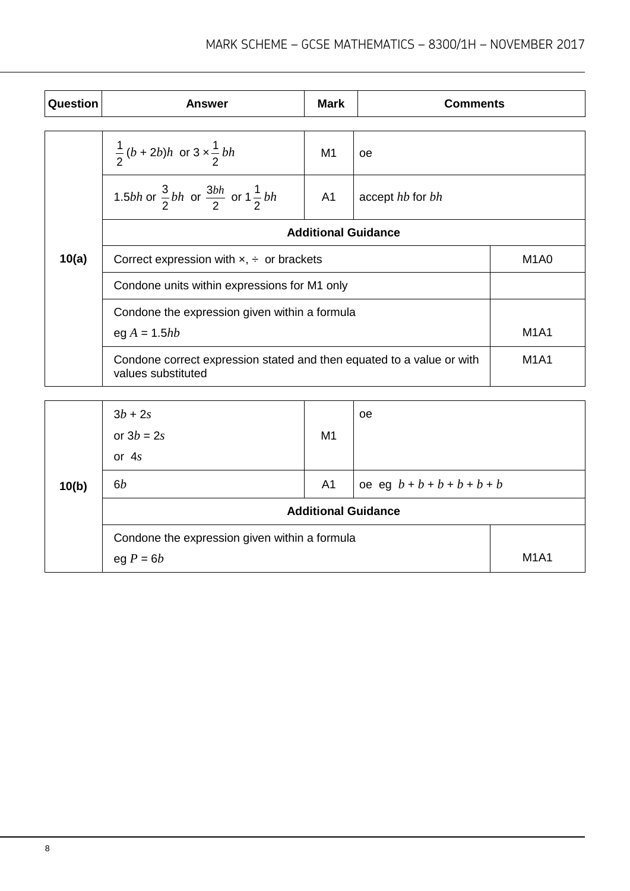| Question | Answer | Mark | Comments |
|---|---|---|---|
| 10(a) | $\frac{1}{2}(b + 2b)h$ or $3 \times \frac{1}{2}bh$ | M1 | oe |
| | $1.5bh$ or $\frac{3}{2}bh$ or $\frac{3bh}{2}$ or $1\frac{1}{2}bh$ | A1 | accept $hb$ for $bh$ |
| | **Additional Guidance** | | |
| | Correct expression with ×, ÷ or brackets | | M1A0 |
| | Condone units within expressions for M1 only | | |
| | Condone the expression given within a formula<br>eg $A = 1.5hb$ | | M1A1 |
| | Condone correct expression stated and then equated to a value or with values substituted | | M1A1 |

| Question | Answer | Mark | Comments |
|---|---|---|---|
| 10(b) | $3b + 2s$<br>or $3b = 2s$<br>or $4s$ | M1 | oe |
| | $6b$ | A1 | oe eg $b + b + b + b + b + b$ |
| | **Additional Guidance** | | |
| | Condone the expression given within a formula<br>eg $P = 6b$ | | M1A1 |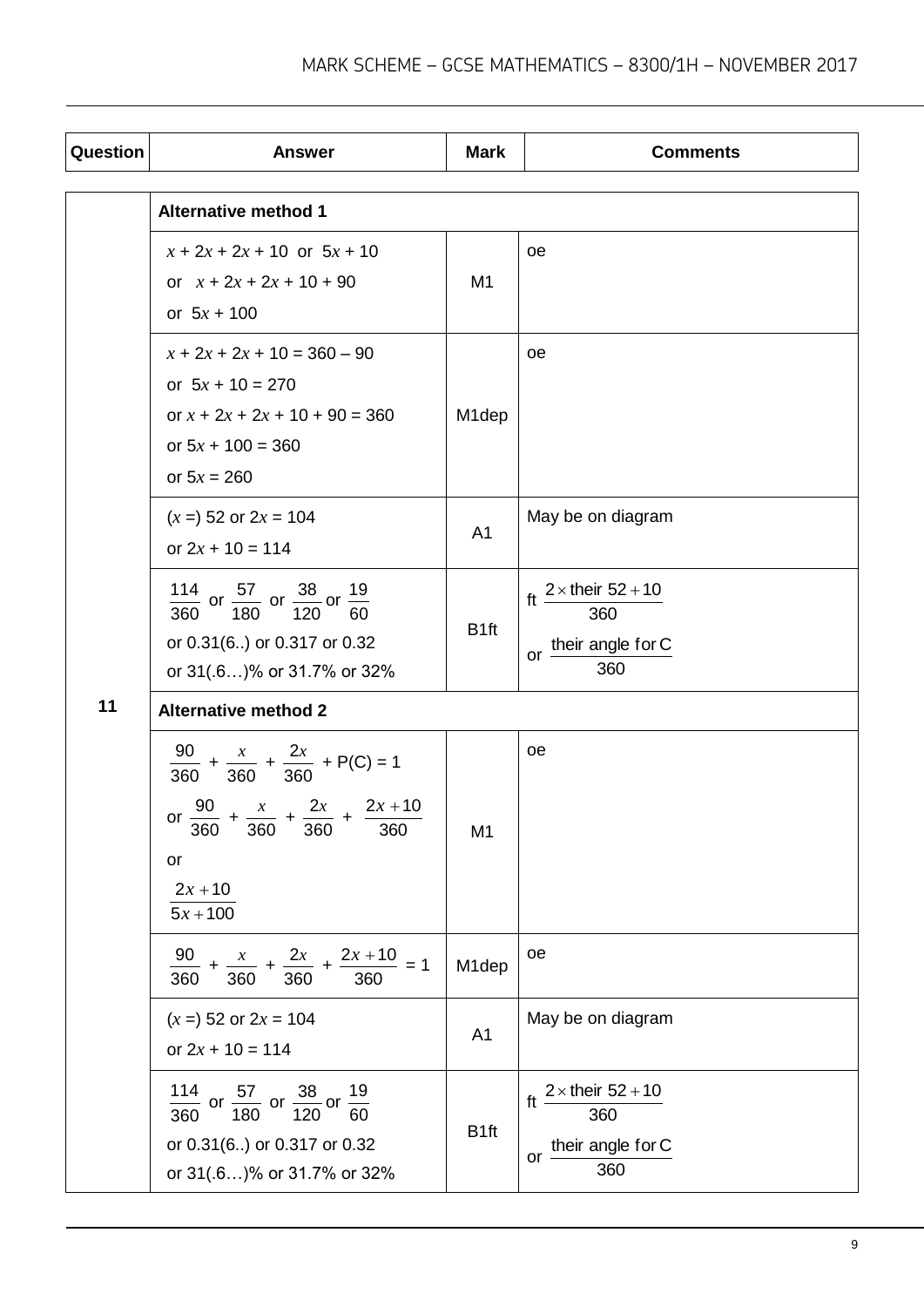| Question | Answer | Mark | Comments |
|---|---|---|---|
| 11 | **Alternative method 1** | | |
| | $x + 2x + 2x + 10$ or $5x + 10$<br>or $x + 2x + 2x + 10 + 90$<br>or $5x + 100$ | M1 | oe |
| | $x + 2x + 2x + 10 = 360 – 90$<br>or $5x + 10 = 270$<br>or $x + 2x + 2x + 10 + 90 = 360$<br>or $5x + 100 = 360$<br>or $5x = 260$ | M1dep | oe |
| | $(x =)$ 52 or $2x = 104$<br>or $2x + 10 = 114$ | A1 | May be on diagram |
| | $\frac{114}{360}$ or $\frac{57}{180}$ or $\frac{38}{120}$ or $\frac{19}{60}$<br>or 0.31(6..) or 0.317 or 0.32<br>or 31(.6…)% or 31.7% or 32% | B1ft | ft $\frac{2 \times \text{their } 52 + 10}{360}$<br>or $\frac{\text{their angle for C}}{360}$ |
| | **Alternative method 2** | | |
| | $\frac{90}{360} + \frac{x}{360} + \frac{2x}{360} + \text{P(C)} = 1$<br>or $\frac{90}{360} + \frac{x}{360} + \frac{2x}{360} + \frac{2x+10}{360}$<br>or<br>$\frac{2x+10}{5x+100}$ | M1 | oe |
| | $\frac{90}{360} + \frac{x}{360} + \frac{2x}{360} + \frac{2x+10}{360} = 1$ | M1dep | oe |
| | $(x =)$ 52 or $2x = 104$<br>or $2x + 10 = 114$ | A1 | May be on diagram |
| | $\frac{114}{360}$ or $\frac{57}{180}$ or $\frac{38}{120}$ or $\frac{19}{60}$<br>or 0.31(6..) or 0.317 or 0.32<br>or 31(.6…)% or 31.7% or 32% | B1ft | ft $\frac{2 \times \text{their } 52 + 10}{360}$<br>or $\frac{\text{their angle for C}}{360}$ |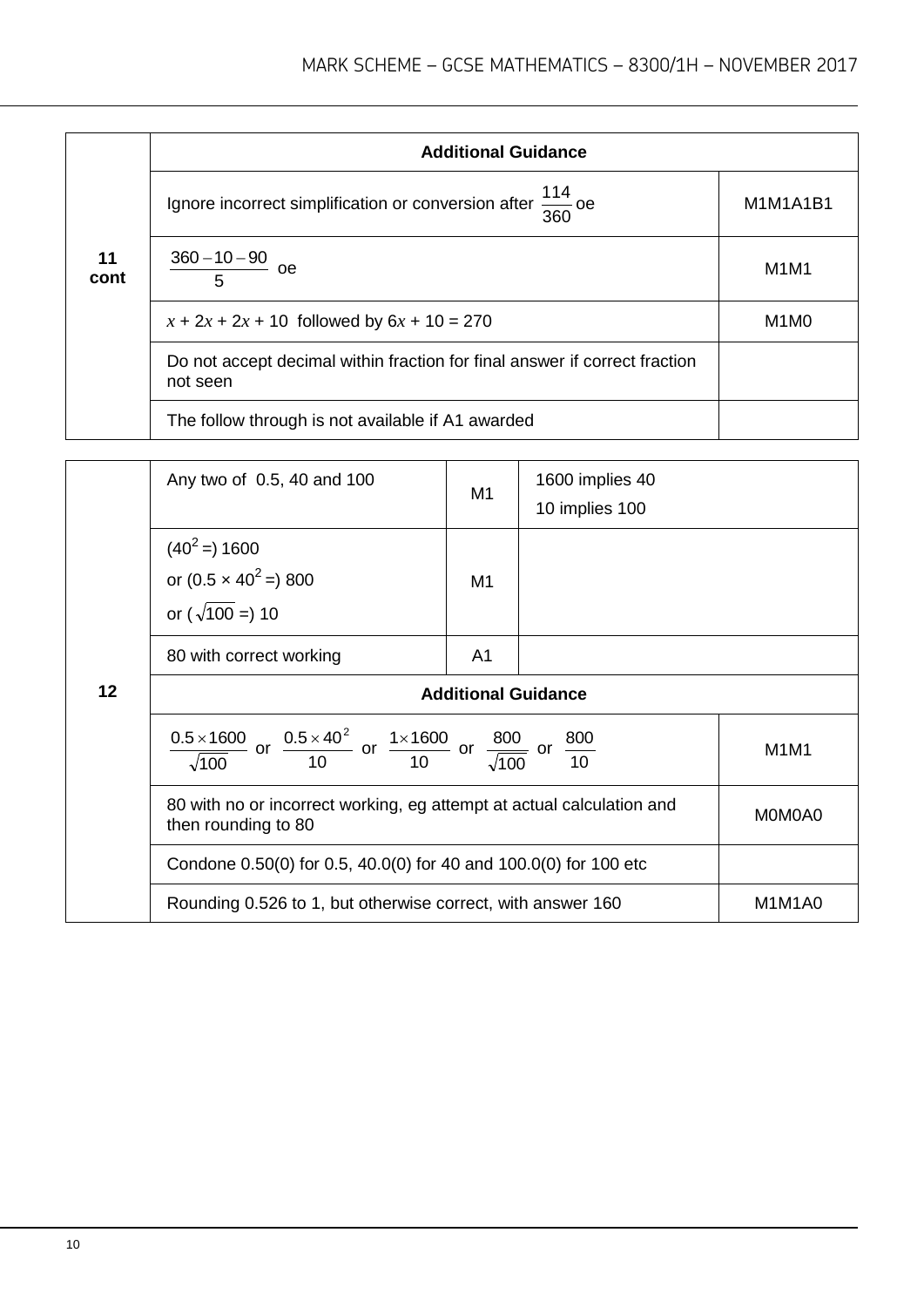| | Additional Guidance | |
|---|---|---|
| 11 cont | Ignore incorrect simplification or conversion after $\frac{114}{360}$ oe | M1M1A1B1 |
| | $\frac{360-10-90}{5}$ oe | M1M1 |
| | $x + 2x + 2x + 10$ followed by $6x + 10 = 270$ | M1M0 |
| | Do not accept decimal within fraction for final answer if correct fraction not seen | |
| | The follow through is not available if A1 awarded | |

| Q | Answer | Mark | Comments |
|---|---|---|---|
| 12 | Any two of 0.5, 40 and 100 | M1 | 1600 implies 40<br>10 implies 100 |
| | $(40^2 =)$ 1600<br>or $(0.5 \times 40^2 =)$ 800<br>or $(\sqrt{100} =)$ 10 | M1 | |
| | 80 with correct working | A1 | |
| | **Additional Guidance** | | |
| | $\frac{0.5 \times 1600}{\sqrt{100}}$ or $\frac{0.5 \times 40^2}{10}$ or $\frac{1 \times 1600}{10}$ or $\frac{800}{\sqrt{100}}$ or $\frac{800}{10}$ | | M1M1 |
| | 80 with no or incorrect working, eg attempt at actual calculation and then rounding to 80 | | M0M0A0 |
| | Condone 0.50(0) for 0.5, 40.0(0) for 40 and 100.0(0) for 100 etc | | |
| | Rounding 0.526 to 1, but otherwise correct, with answer 160 | | M1M1A0 |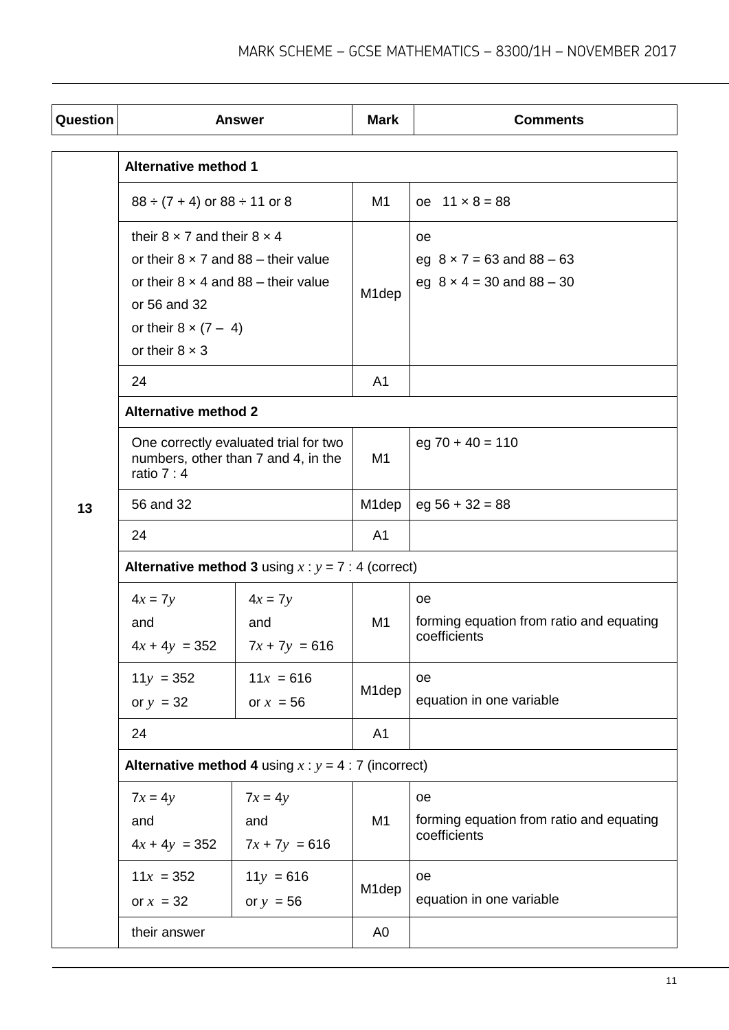| Question | Answer | | Mark | Comments |
|---|---|---|---|---|
| 13 | **Alternative method 1** | | | |
| | 88 ÷ (7 + 4) or 88 ÷ 11 or 8 | | M1 | oe 11 × 8 = 88 |
| | their 8 × 7 and their 8 × 4<br>or their 8 × 7 and 88 – their value<br>or their 8 × 4 and 88 – their value<br>or 56 and 32<br>or their 8 × (7 – 4)<br>or their 8 × 3 | | M1dep | oe<br>eg 8 × 7 = 63 and 88 – 63<br>eg 8 × 4 = 30 and 88 – 30 |
| | 24 | | A1 | |
| | **Alternative method 2** | | | |
| | One correctly evaluated trial for two numbers, other than 7 and 4, in the ratio 7 : 4 | | M1 | eg 70 + 40 = 110 |
| | 56 and 32 | | M1dep | eg 56 + 32 = 88 |
| | 24 | | A1 | |
| | **Alternative method 3** using $x : y = 7 : 4$ (correct) | | | |
| | $4x = 7y$<br>and<br>$4x + 4y = 352$ | $4x = 7y$<br>and<br>$7x + 7y = 616$ | M1 | oe<br>forming equation from ratio and equating coefficients |
| | $11y = 352$<br>or $y = 32$ | $11x = 616$<br>or $x = 56$ | M1dep | oe<br>equation in one variable |
| | 24 | | A1 | |
| | **Alternative method 4** using $x : y = 4 : 7$ (incorrect) | | | |
| | $7x = 4y$<br>and<br>$4x + 4y = 352$ | $7x = 4y$<br>and<br>$7x + 7y = 616$ | M1 | oe<br>forming equation from ratio and equating coefficients |
| | $11x = 352$<br>or $x = 32$ | $11y = 616$<br>or $y = 56$ | M1dep | oe<br>equation in one variable |
| | their answer | | A0 | |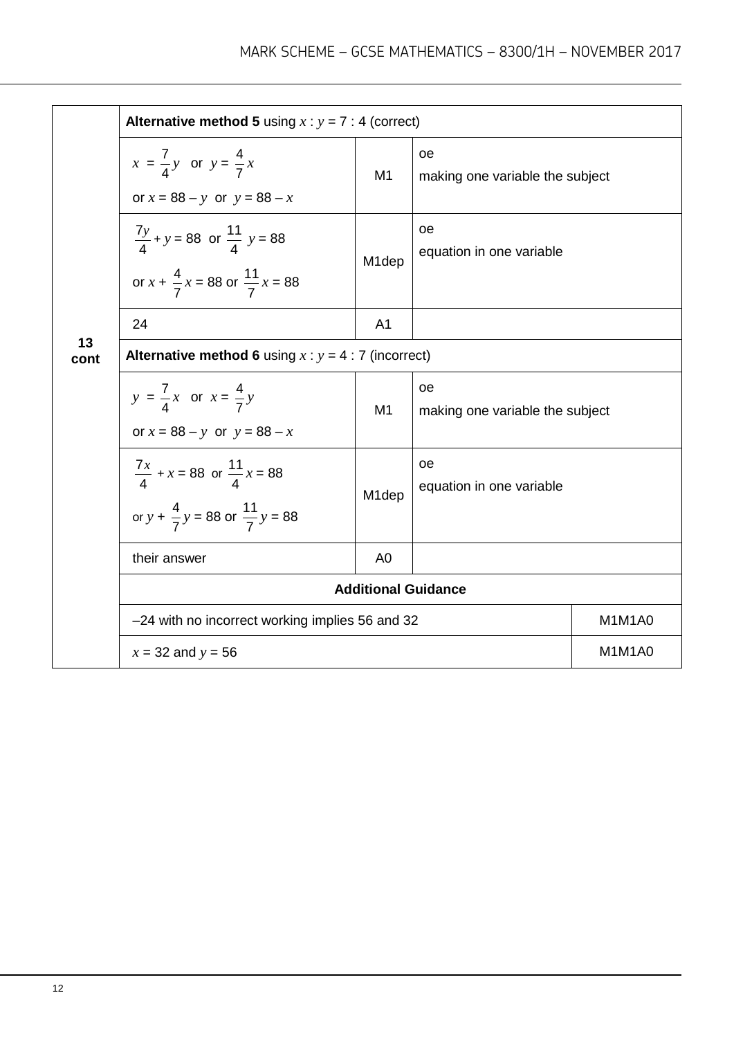| Q | Answer | Mark | Comments |
|---|---|---|---|
| 13 cont | **Alternative method 5** using $x : y = 7 : 4$ (correct) | | |
| | $x = \frac{7}{4}y$ or $y = \frac{4}{7}x$<br>or $x = 88 - y$ or $y = 88 - x$ | M1 | oe<br>making one variable the subject |
| | $\frac{7y}{4} + y = 88$ or $\frac{11}{4}y = 88$<br>or $x + \frac{4}{7}x = 88$ or $\frac{11}{7}x = 88$ | M1dep | oe<br>equation in one variable |
| | 24 | A1 | |
| | **Alternative method 6** using $x : y = 4 : 7$ (incorrect) | | |
| | $y = \frac{7}{4}x$ or $x = \frac{4}{7}y$<br>or $x = 88 - y$ or $y = 88 - x$ | M1 | oe<br>making one variable the subject |
| | $\frac{7x}{4} + x = 88$ or $\frac{11}{4}x = 88$<br>or $y + \frac{4}{7}y = 88$ or $\frac{11}{7}y = 88$ | M1dep | oe<br>equation in one variable |
| | their answer | A0 | |
| | **Additional Guidance** | | |
| | –24 with no incorrect working implies 56 and 32 | | M1M1A0 |
| | $x = 32$ and $y = 56$ | | M1M1A0 |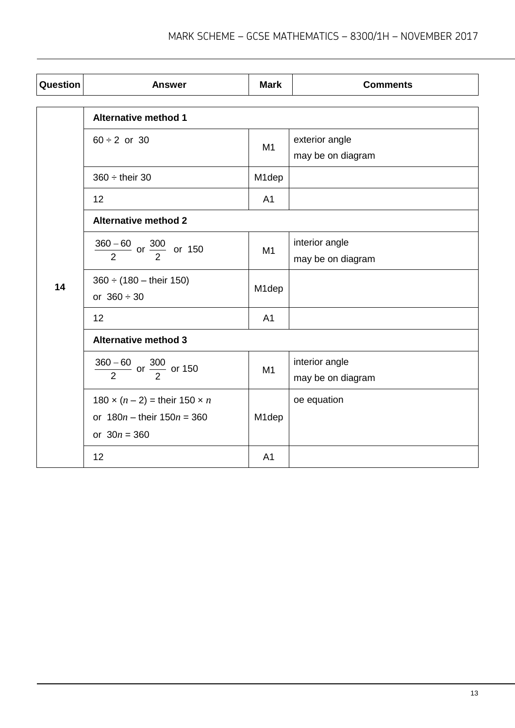| Question | Answer | Mark | Comments |
|---|---|---|---|
| 14 | **Alternative method 1** | | |
| | $60 \div 2$ or 30 | M1 | exterior angle<br>may be on diagram |
| | $360 \div$ their 30 | M1dep | |
| | 12 | A1 | |
| | **Alternative method 2** | | |
| | $\frac{360 - 60}{2}$ or $\frac{300}{2}$ or 150 | M1 | interior angle<br>may be on diagram |
| | $360 \div (180 -$ their $150)$<br>or $360 \div 30$ | M1dep | |
| | 12 | A1 | |
| | **Alternative method 3** | | |
| | $\frac{360 - 60}{2}$ or $\frac{300}{2}$ or 150 | M1 | interior angle<br>may be on diagram |
| | $180 \times (n - 2) =$ their $150 \times n$<br>or $180n -$ their $150n = 360$<br>or $30n = 360$ | M1dep | oe equation |
| | 12 | A1 | |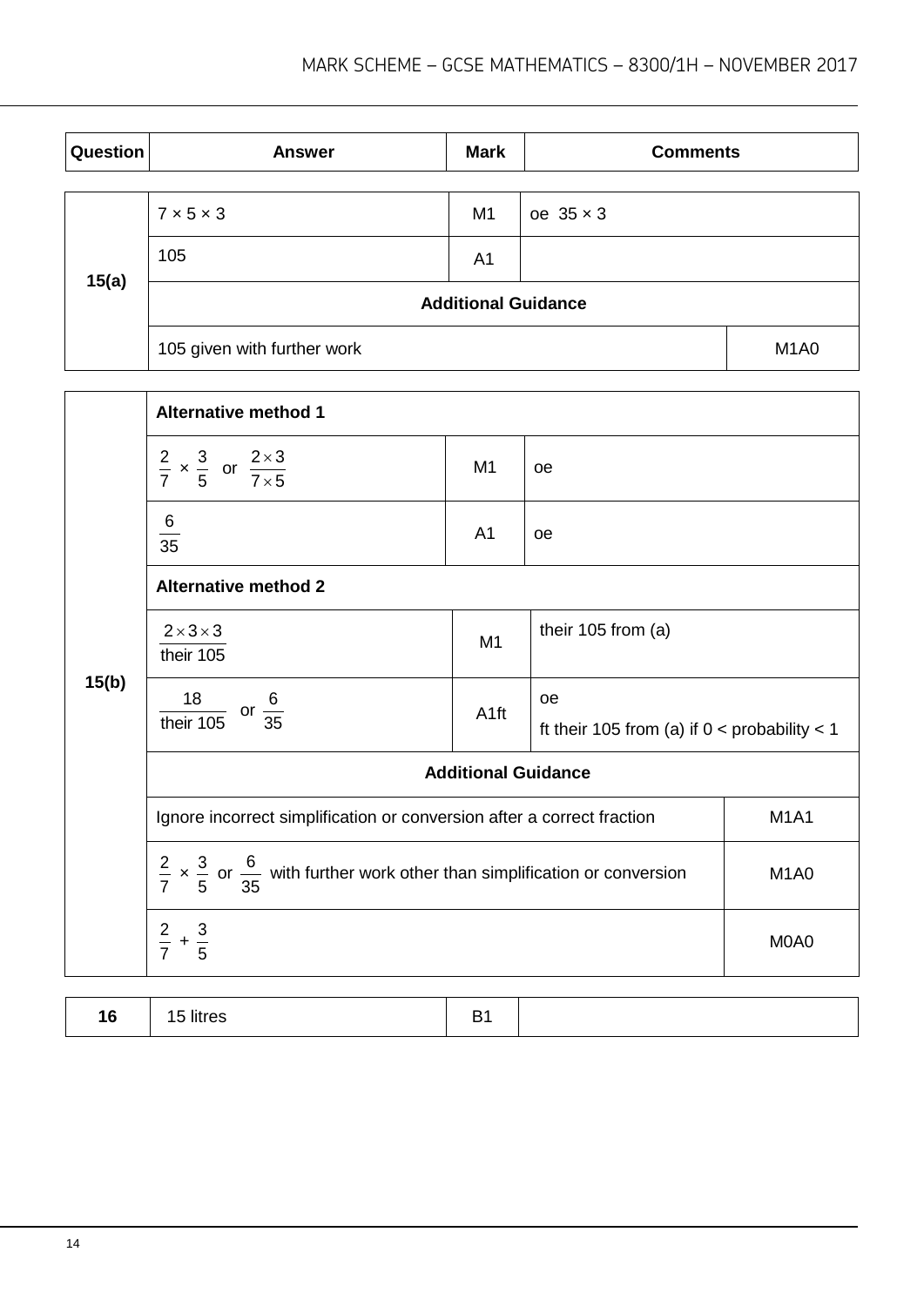| Question | Answer | Mark | Comments |
|---|---|---|---|
| 15(a) | $7 \times 5 \times 3$ | M1 | oe $35 \times 3$ |
| | 105 | A1 | |
| | **Additional Guidance** | | |
| | 105 given with further work | | M1A0 |

| Question | Answer | Mark | Comments |
|---|---|---|---|
| 15(b) | **Alternative method 1** | | |
| | $\frac{2}{7} \times \frac{3}{5}$ or $\frac{2 \times 3}{7 \times 5}$ | M1 | oe |
| | $\frac{6}{35}$ | A1 | oe |
| | **Alternative method 2** | | |
| | $\frac{2 \times 3 \times 3}{\text{their } 105}$ | M1 | their 105 from (a) |
| | $\frac{18}{\text{their } 105}$ or $\frac{6}{35}$ | A1ft | oe<br>ft their 105 from (a) if $0 <$ probability $< 1$ |
| | **Additional Guidance** | | |
| | Ignore incorrect simplification or conversion after a correct fraction | | M1A1 |
| | $\frac{2}{7} \times \frac{3}{5}$ or $\frac{6}{35}$ with further work other than simplification or conversion | | M1A0 |
| | $\frac{2}{7} + \frac{3}{5}$ | | M0A0 |

| Question | Answer | Mark | Comments |
|---|---|---|---|
| 16 | 15 litres | B1 | |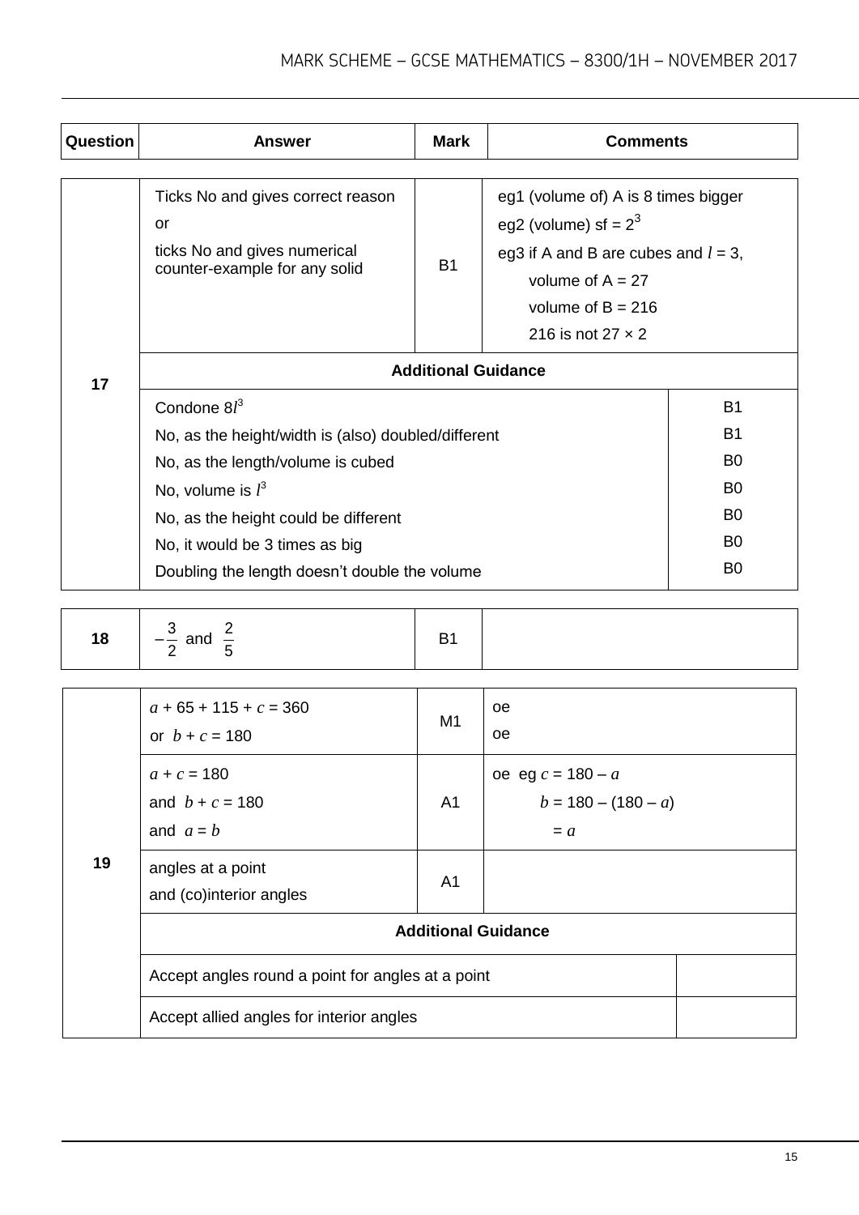| Question | Answer | Mark | Comments |
| --- | --- | --- | --- |
| 17 | Ticks No and gives correct reason<br>or<br>ticks No and gives numerical counter-example for any solid | B1 | eg1 (volume of) A is 8 times bigger<br>eg2 (volume) sf = $2^3$<br>eg3 if A and B are cubes and $l$ = 3,<br>volume of A = 27<br>volume of B = 216<br>216 is not 27 × 2 |
| | **Additional Guidance** | | |
| | Condone $8l^3$ | | B1 |
| | No, as the height/width is (also) doubled/different | | B1 |
| | No, as the length/volume is cubed | | B0 |
| | No, volume is $l^3$ | | B0 |
| | No, as the height could be different | | B0 |
| | No, it would be 3 times as big | | B0 |
| | Doubling the length doesn't double the volume | | B0 |

| Question | Answer | Mark | Comments |
| --- | --- | --- | --- |
| 18 | $-\frac{3}{2}$ and $\frac{2}{5}$ | B1 | |

| Question | Answer | Mark | Comments |
| --- | --- | --- | --- |
| 19 | $a$ + 65 + 115 + $c$ = 360<br>or $b + c$ = 180 | M1 | oe<br>oe |
| | $a + c$ = 180<br>and $b + c$ = 180<br>and $a = b$ | A1 | oe eg $c$ = 180 – $a$<br>$b$ = 180 – (180 – $a$)<br>= $a$ |
| | angles at a point<br>and (co)interior angles | A1 | |
| | **Additional Guidance** | | |
| | Accept angles round a point for angles at a point | | |
| | Accept allied angles for interior angles | | |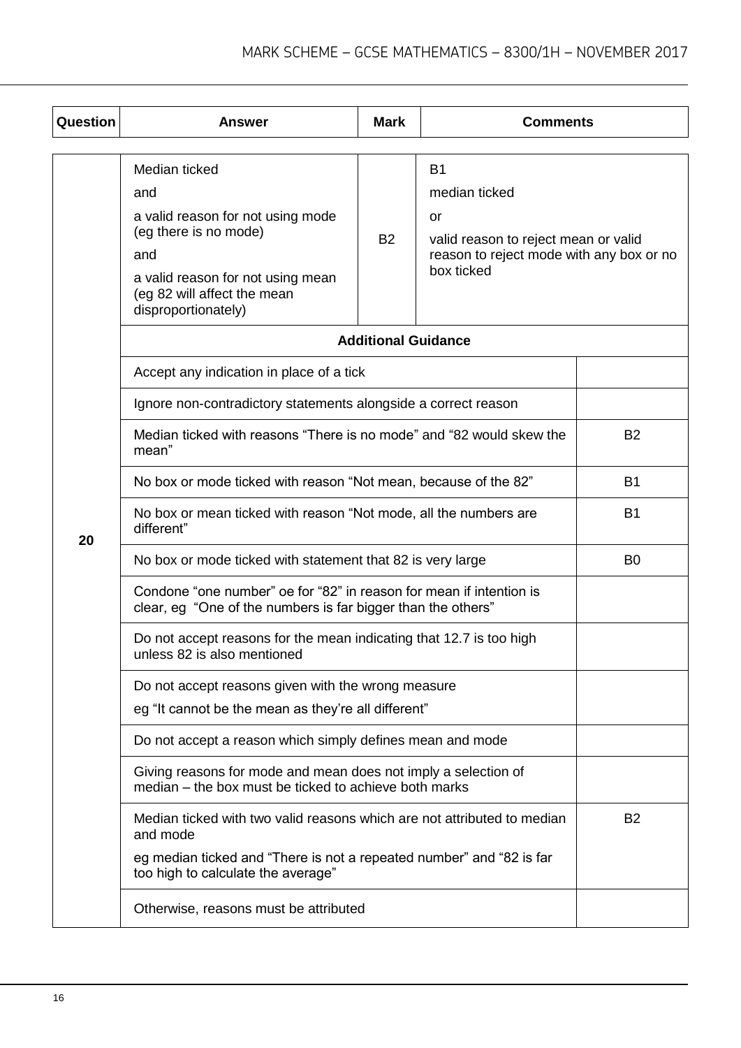| Question | Answer | Mark | Comments | |
|---|---|---|---|---|
| 20 | Median ticked<br>and<br>a valid reason for not using mode (eg there is no mode)<br>and<br>a valid reason for not using mean (eg 82 will affect the mean disproportionately) | B2 | B1<br>median ticked<br>or<br>valid reason to reject mean or valid reason to reject mode with any box or no box ticked | |
| | **Additional Guidance** | | | |
| | Accept any indication in place of a tick | | | |
| | Ignore non-contradictory statements alongside a correct reason | | | |
| | Median ticked with reasons "There is no mode" and "82 would skew the mean" | | | B2 |
| | No box or mode ticked with reason "Not mean, because of the 82" | | | B1 |
| | No box or mean ticked with reason "Not mode, all the numbers are different" | | | B1 |
| | No box or mode ticked with statement that 82 is very large | | | B0 |
| | Condone "one number" oe for "82" in reason for mean if intention is clear, eg "One of the numbers is far bigger than the others" | | | |
| | Do not accept reasons for the mean indicating that 12.7 is too high unless 82 is also mentioned | | | |
| | Do not accept reasons given with the wrong measure<br>eg "It cannot be the mean as they're all different" | | | |
| | Do not accept a reason which simply defines mean and mode | | | |
| | Giving reasons for mode and mean does not imply a selection of median – the box must be ticked to achieve both marks | | | |
| | Median ticked with two valid reasons which are not attributed to median and mode<br>eg median ticked and "There is not a repeated number" and "82 is far too high to calculate the average" | | | B2 |
| | Otherwise, reasons must be attributed | | | |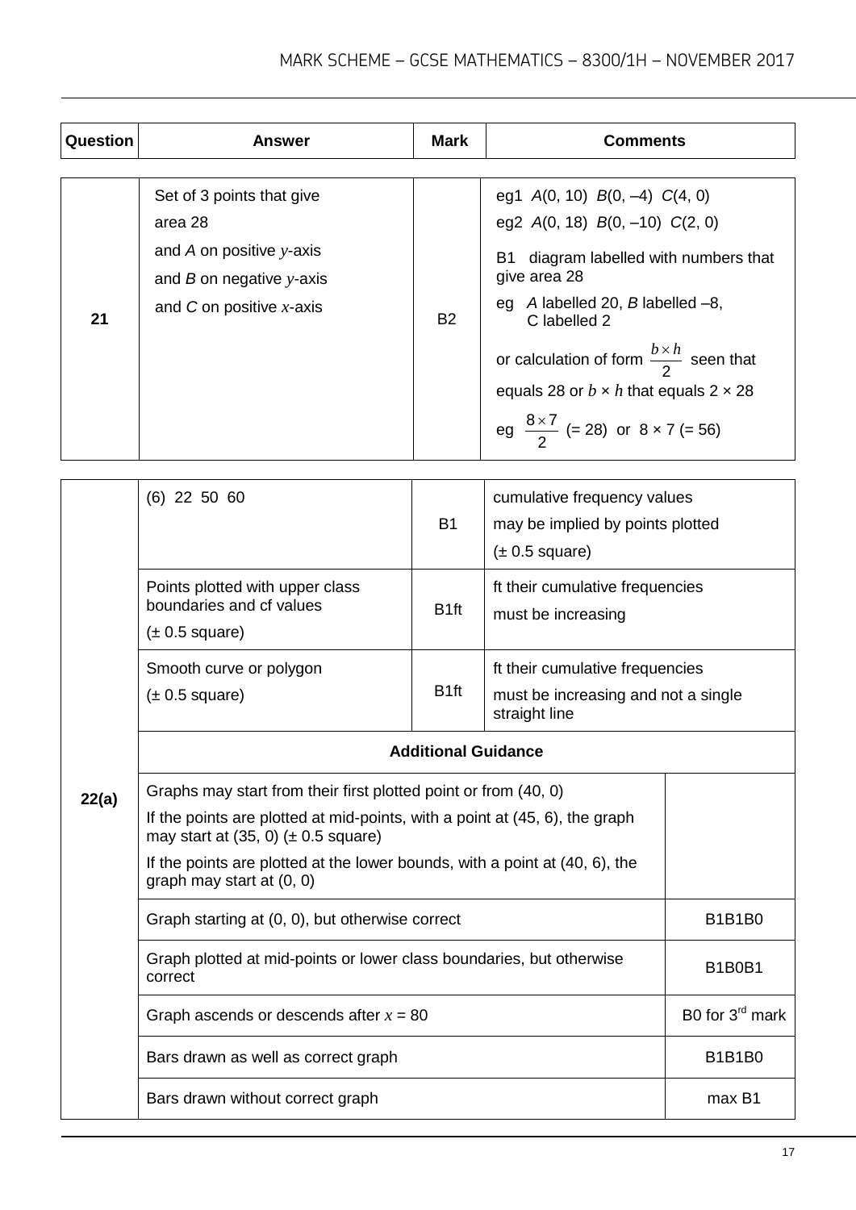| Question | Answer | Mark | Comments |
|---|---|---|---|
| 21 | Set of 3 points that give area 28<br>and *A* on positive $y$-axis<br>and *B* on negative $y$-axis<br>and *C* on positive $x$-axis | B2 | eg1 *A*(0, 10) *B*(0, –4) *C*(4, 0)<br>eg2 *A*(0, 18) *B*(0, –10) *C*(2, 0)<br>B1 diagram labelled with numbers that give area 28<br>eg *A* labelled 20, *B* labelled –8, C labelled 2<br>or calculation of form $\frac{b \times h}{2}$ seen that equals 28 or $b \times h$ that equals 2 × 28<br>eg $\frac{8 \times 7}{2}$ (= 28) or 8 × 7 (= 56) |

| Question | Answer | Mark | Comments |
|---|---|---|---|
| 22(a) | (6) 22 50 60 | B1 | cumulative frequency values<br>may be implied by points plotted<br>(± 0.5 square) |
| | Points plotted with upper class boundaries and cf values<br>(± 0.5 square) | B1ft | ft their cumulative frequencies<br>must be increasing |
| | Smooth curve or polygon<br>(± 0.5 square) | B1ft | ft their cumulative frequencies<br>must be increasing and not a single straight line |
| | **Additional Guidance** | | |
| | Graphs may start from their first plotted point or from (40, 0)<br>If the points are plotted at mid-points, with a point at (45, 6), the graph may start at (35, 0) (± 0.5 square)<br>If the points are plotted at the lower bounds, with a point at (40, 6), the graph may start at (0, 0) | | |
| | Graph starting at (0, 0), but otherwise correct | | B1B1B0 |
| | Graph plotted at mid-points or lower class boundaries, but otherwise correct | | B1B0B1 |
| | Graph ascends or descends after $x$ = 80 | | B0 for 3rd mark |
| | Bars drawn as well as correct graph | | B1B1B0 |
| | Bars drawn without correct graph | | max B1 |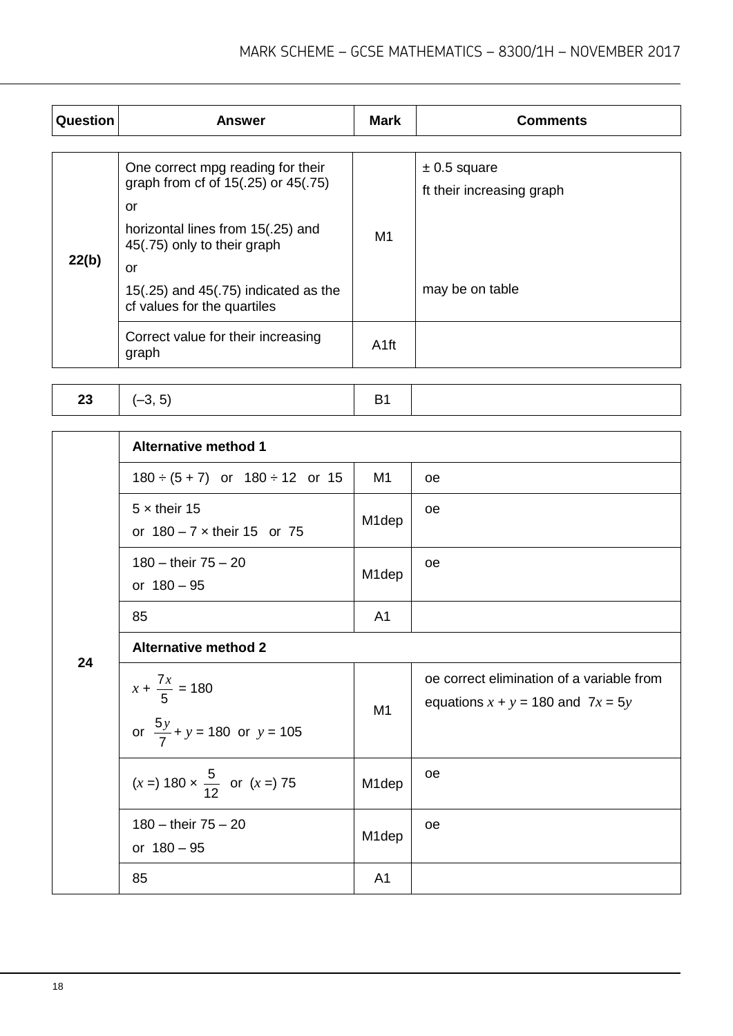| Question | Answer | Mark | Comments |
|---|---|---|---|
| 22(b) | One correct mpg reading for their graph from cf of 15(.25) or 45(.75)<br>or<br>horizontal lines from 15(.25) and 45(.75) only to their graph<br>or<br>15(.25) and 45(.75) indicated as the cf values for the quartiles | M1 | ± 0.5 square<br>ft their increasing graph<br><br>may be on table |
| | Correct value for their increasing graph | A1ft | |

| Question | Answer | Mark | Comments |
|---|---|---|---|
| 23 | (–3, 5) | B1 | |

| Question | Answer | Mark | Comments |
|---|---|---|---|
| 24 | **Alternative method 1** | | |
| | 180 ÷ (5 + 7) or 180 ÷ 12 or 15 | M1 | oe |
| | 5 × their 15<br>or 180 – 7 × their 15 or 75 | M1dep | oe |
| | 180 – their 75 – 20<br>or 180 – 95 | M1dep | oe |
| | 85 | A1 | |
| | **Alternative method 2** | | |
| | $x + \frac{7x}{5} = 180$<br>or $\frac{5y}{7} + y = 180$ or $y = 105$ | M1 | oe correct elimination of a variable from equations $x + y = 180$ and $7x = 5y$ |
| | ($x$ =) $180 \times \frac{5}{12}$ or ($x$ =) 75 | M1dep | oe |
| | 180 – their 75 – 20<br>or 180 – 95 | M1dep | oe |
| | 85 | A1 | |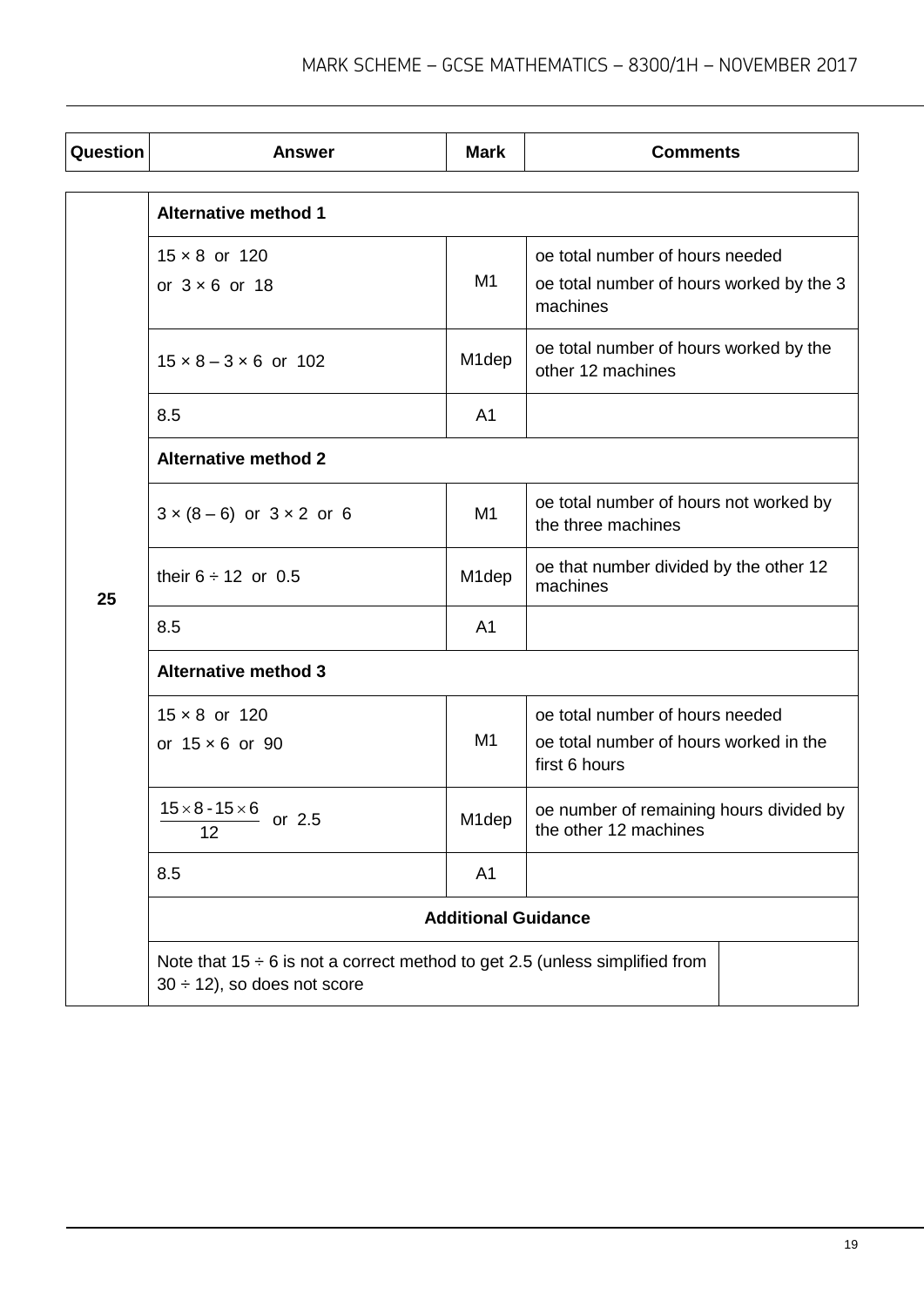| Question | Answer | Mark | Comments |
|---|---|---|---|
| 25 | **Alternative method 1** | | |
| | $15 \times 8$ or 120<br>or $3 \times 6$ or 18 | M1 | oe total number of hours needed<br>oe total number of hours worked by the 3 machines |
| | $15 \times 8 - 3 \times 6$ or 102 | M1dep | oe total number of hours worked by the other 12 machines |
| | 8.5 | A1 | |
| | **Alternative method 2** | | |
| | $3 \times (8 - 6)$ or $3 \times 2$ or 6 | M1 | oe total number of hours not worked by the three machines |
| | their $6 \div 12$ or 0.5 | M1dep | oe that number divided by the other 12 machines |
| | 8.5 | A1 | |
| | **Alternative method 3** | | |
| | $15 \times 8$ or 120<br>or $15 \times 6$ or 90 | M1 | oe total number of hours needed<br>oe total number of hours worked in the first 6 hours |
| | $\frac{15 \times 8 - 15 \times 6}{12}$ or 2.5 | M1dep | oe number of remaining hours divided by the other 12 machines |
| | 8.5 | A1 | |
| | **Additional Guidance** | | |
| | Note that $15 \div 6$ is not a correct method to get 2.5 (unless simplified from $30 \div 12$), so does not score | | |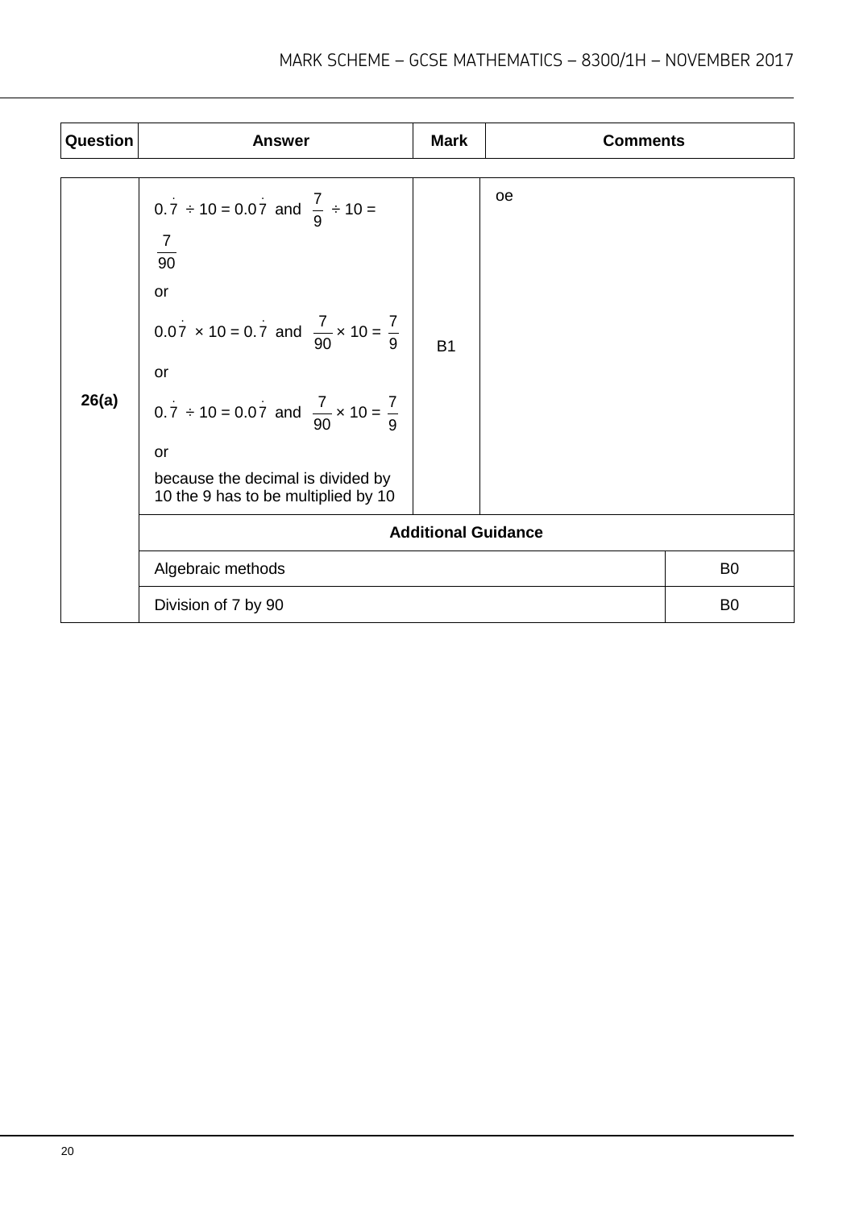| Question | Answer | Mark | Comments |
|---|---|---|---|
| 26(a) | $0.\dot{7} \div 10 = 0.0\dot{7}$ and $\frac{7}{9} \div 10 = \frac{7}{90}$<br><br>or<br><br>$0.0\dot{7} \times 10 = 0.\dot{7}$ and $\frac{7}{90} \times 10 = \frac{7}{9}$<br><br>or<br><br>$0.\dot{7} \div 10 = 0.0\dot{7}$ and $\frac{7}{90} \times 10 = \frac{7}{9}$<br><br>or<br><br>because the decimal is divided by 10 the 9 has to be multiplied by 10 | B1 | oe |
| | **Additional Guidance** | | |
| | Algebraic methods | | B0 |
| | Division of 7 by 90 | | B0 |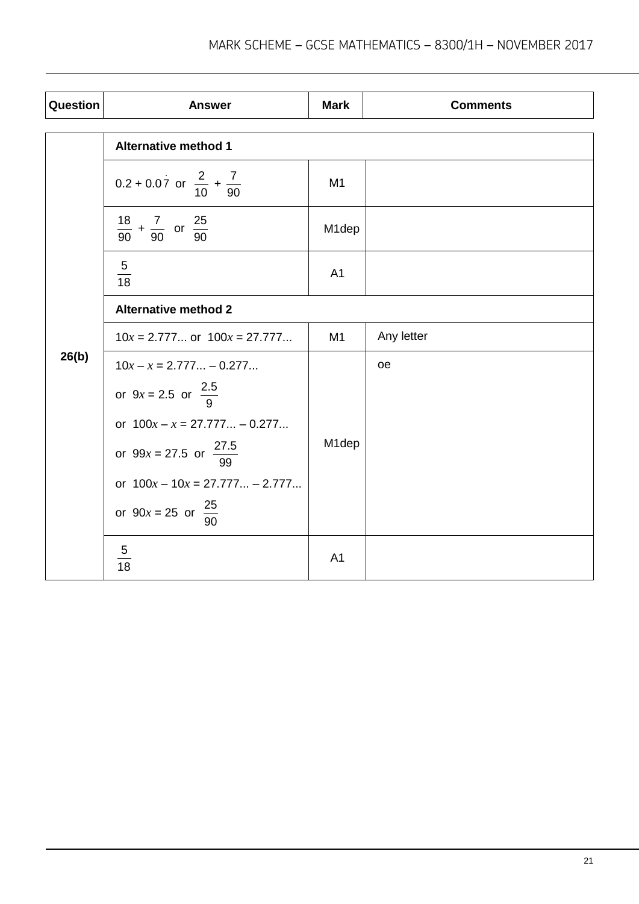| Question | Answer | Mark | Comments |
|---|---|---|---|
| 26(b) | **Alternative method 1** | | |
| | $0.2 + 0.0\dot{7}$ or $\frac{2}{10} + \frac{7}{90}$ | M1 | |
| | $\frac{18}{90} + \frac{7}{90}$ or $\frac{25}{90}$ | M1dep | |
| | $\frac{5}{18}$ | A1 | |
| | **Alternative method 2** | | |
| | $10x = 2.777...$ or $100x = 27.777...$ | M1 | Any letter |
| | $10x - x = 2.777... - 0.277...$ <br> or $9x = 2.5$ or $\frac{2.5}{9}$ <br> or $100x - x = 27.777... - 0.277...$ <br> or $99x = 27.5$ or $\frac{27.5}{99}$ <br> or $100x - 10x = 27.777... - 2.777...$ <br> or $90x = 25$ or $\frac{25}{90}$ | M1dep | oe |
| | $\frac{5}{18}$ | A1 | |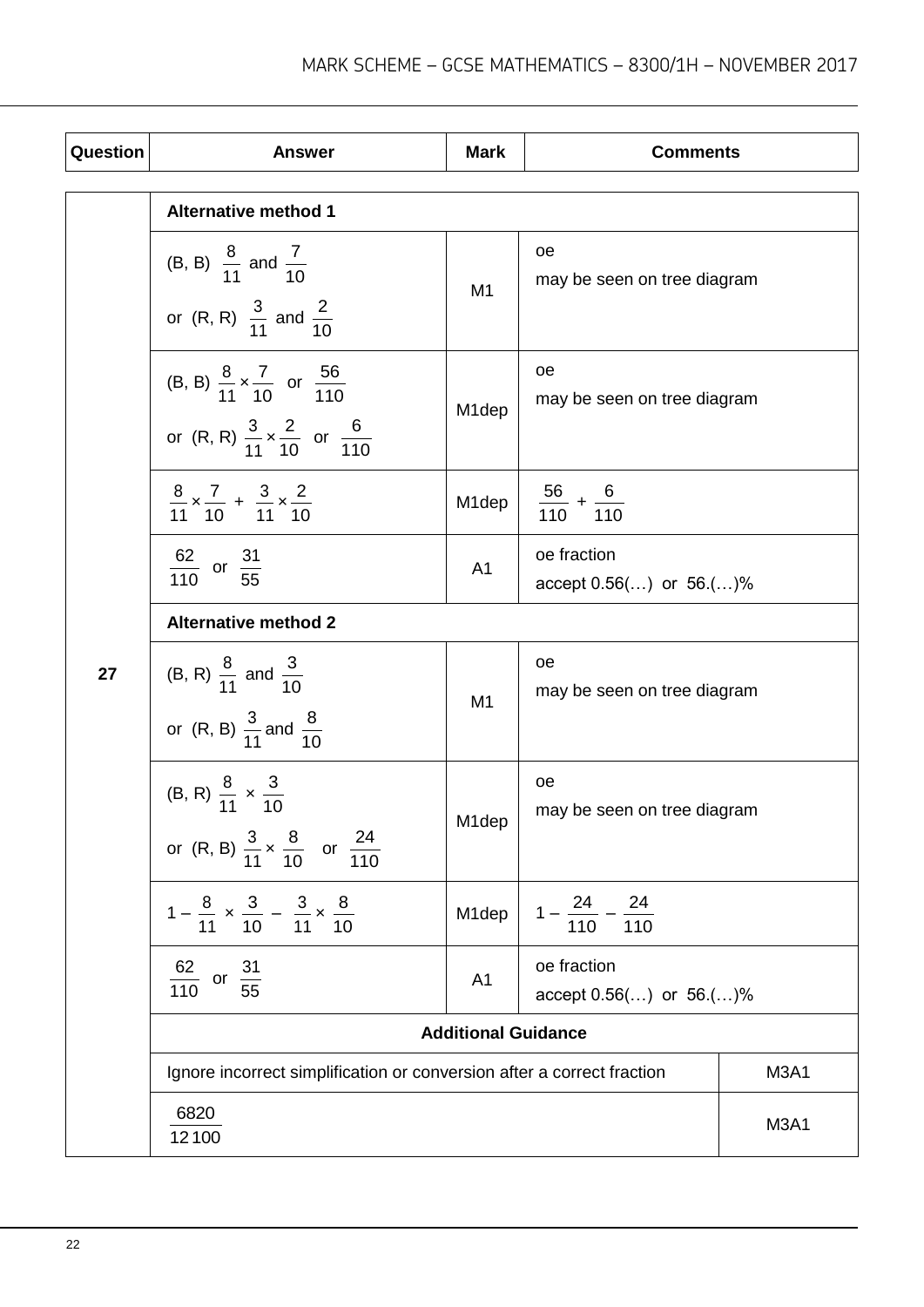| Question | Answer | Mark | Comments |
|---|---|---|---|
| 27 | **Alternative method 1** | | |
| | (B, B) $\frac{8}{11}$ and $\frac{7}{10}$ or (R, R) $\frac{3}{11}$ and $\frac{2}{10}$ | M1 | oe may be seen on tree diagram |
| | (B, B) $\frac{8}{11} \times \frac{7}{10}$ or $\frac{56}{110}$ or (R, R) $\frac{3}{11} \times \frac{2}{10}$ or $\frac{6}{110}$ | M1dep | oe may be seen on tree diagram |
| | $\frac{8}{11} \times \frac{7}{10} + \frac{3}{11} \times \frac{2}{10}$ | M1dep | $\frac{56}{110} + \frac{6}{110}$ |
| | $\frac{62}{110}$ or $\frac{31}{55}$ | A1 | oe fraction accept 0.56(…) or 56.(…)% |
| | **Alternative method 2** | | |
| | (B, R) $\frac{8}{11}$ and $\frac{3}{10}$ or (R, B) $\frac{3}{11}$ and $\frac{8}{10}$ | M1 | oe may be seen on tree diagram |
| | (B, R) $\frac{8}{11} \times \frac{3}{10}$ or (R, B) $\frac{3}{11} \times \frac{8}{10}$ or $\frac{24}{110}$ | M1dep | oe may be seen on tree diagram |
| | $1 - \frac{8}{11} \times \frac{3}{10} - \frac{3}{11} \times \frac{8}{10}$ | M1dep | $1 - \frac{24}{110} - \frac{24}{110}$ |
| | $\frac{62}{110}$ or $\frac{31}{55}$ | A1 | oe fraction accept 0.56(…) or 56.(…)% |
| | **Additional Guidance** | | |
| | Ignore incorrect simplification or conversion after a correct fraction | | M3A1 |
| | $\frac{6820}{12\,100}$ | | M3A1 |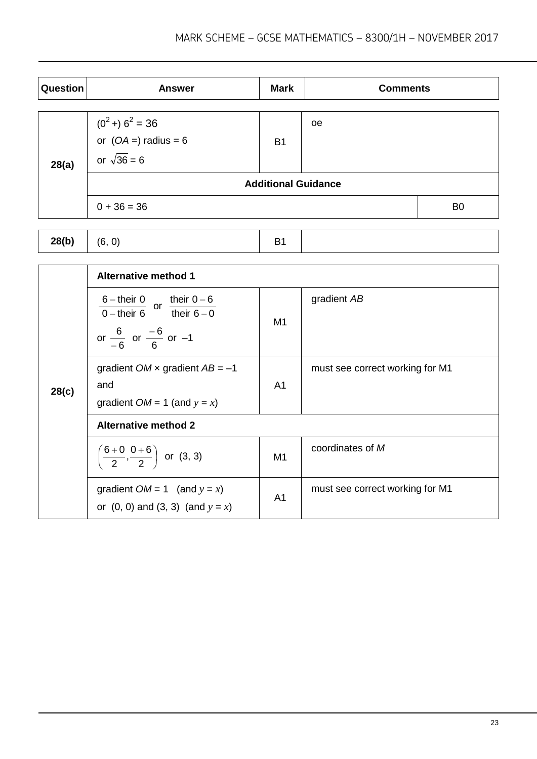| Question | Answer | Mark | Comments |
|---|---|---|---|
| 28(a) | $(0^2 +)\ 6^2 = 36$<br>or ($OA$ =) radius = 6<br>or $\sqrt{36} = 6$ | B1 | oe |
| | **Additional Guidance** | | |
| | 0 + 36 = 36 | | B0 |

| Question | Answer | Mark | Comments |
|---|---|---|---|
| 28(b) | (6, 0) | B1 | |

| Question | Answer | Mark | Comments |
|---|---|---|---|
| 28(c) | **Alternative method 1** | | |
| | $\frac{6 - \text{their } 0}{0 - \text{their } 6}$ or $\frac{\text{their } 0 - 6}{\text{their } 6 - 0}$<br>or $\frac{6}{-6}$ or $\frac{-6}{6}$ or $-1$ | M1 | gradient $AB$ |
| | gradient $OM$ × gradient $AB$ = $-1$<br>and<br>gradient $OM$ = 1 (and $y = x$) | A1 | must see correct working for M1 |
| | **Alternative method 2** | | |
| | $\left(\frac{6+0}{2}, \frac{0+6}{2}\right)$ or (3, 3) | M1 | coordinates of $M$ |
| | gradient $OM$ = 1 (and $y = x$)<br>or (0, 0) and (3, 3) (and $y = x$) | A1 | must see correct working for M1 |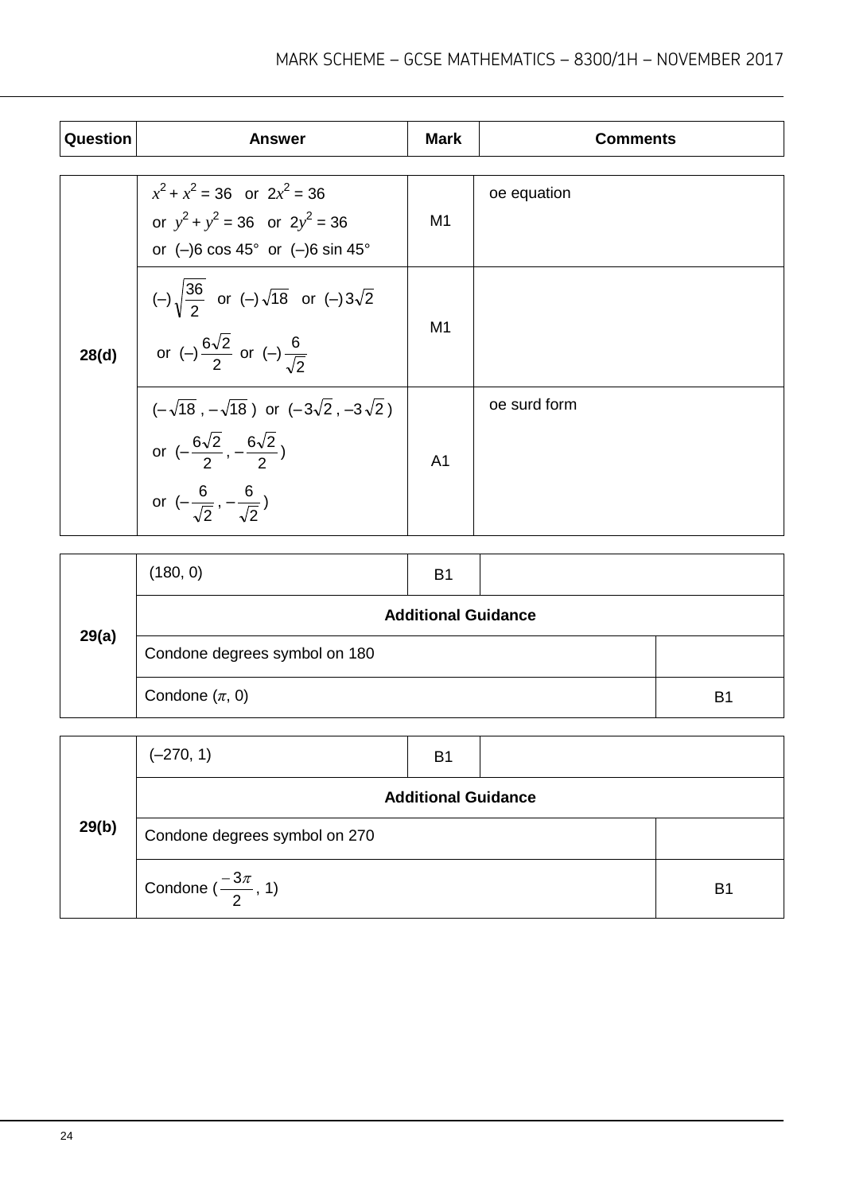| Question | Answer | Mark | Comments |
|---|---|---|---|
| 28(d) | $x^2 + x^2 = 36$ or $2x^2 = 36$ or $y^2 + y^2 = 36$ or $2y^2 = 36$ or (–)6 cos 45° or (–)6 sin 45° | M1 | oe equation |
| | $(-)\sqrt{\frac{36}{2}}$ or $(-)\sqrt{18}$ or $(-)3\sqrt{2}$ or $(-)\frac{6\sqrt{2}}{2}$ or $(-)\frac{6}{\sqrt{2}}$ | M1 | |
| | $(-\sqrt{18}, -\sqrt{18})$ or $(-3\sqrt{2}, -3\sqrt{2})$ or $(-\frac{6\sqrt{2}}{2}, -\frac{6\sqrt{2}}{2})$ or $(-\frac{6}{\sqrt{2}}, -\frac{6}{\sqrt{2}})$ | A1 | oe surd form |

| Question | Answer | Mark | Comments |
|---|---|---|---|
| 29(a) | (180, 0) | B1 | |
| | **Additional Guidance** | | |
| | Condone degrees symbol on 180 | | |
| | Condone ($\pi$, 0) | | B1 |

| Question | Answer | Mark | Comments |
|---|---|---|---|
| 29(b) | (–270, 1) | B1 | |
| | **Additional Guidance** | | |
| | Condone degrees symbol on 270 | | |
| | Condone ($\frac{-3\pi}{2}$, 1) | | B1 |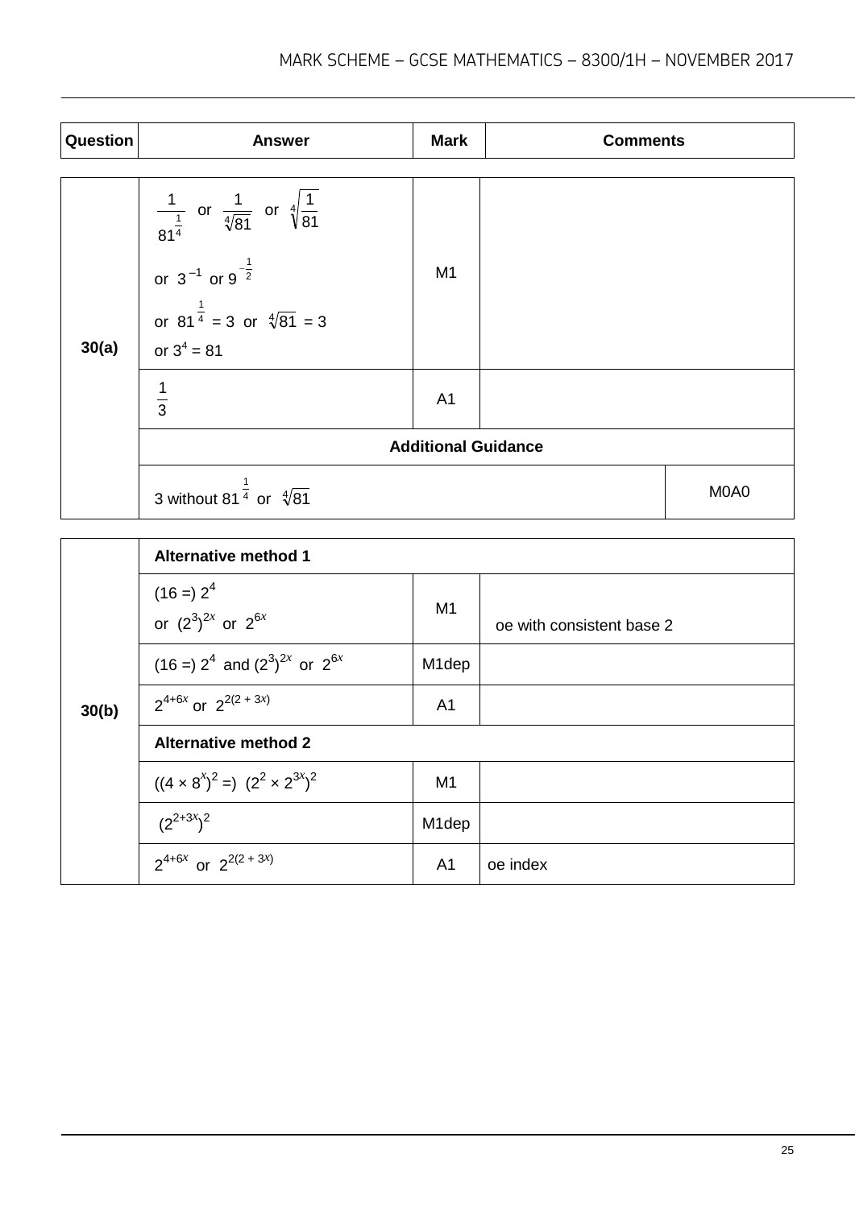| Question | Answer | Mark | Comments |
|---|---|---|---|
| 30(a) | $\frac{1}{81^{\frac{1}{4}}}$ or $\frac{1}{\sqrt[4]{81}}$ or $\sqrt[4]{\frac{1}{81}}$ <br> or $3^{-1}$ or $9^{-\frac{1}{2}}$ <br> or $81^{\frac{1}{4}} = 3$ or $\sqrt[4]{81} = 3$ <br> or $3^4 = 81$ | M1 | |
| | $\frac{1}{3}$ | A1 | |
| | **Additional Guidance** | | |
| | 3 without $81^{\frac{1}{4}}$ or $\sqrt[4]{81}$ | | M0A0 |

| Question | Answer | Mark | Comments |
|---|---|---|---|
| 30(b) | **Alternative method 1** | | |
| | $(16 =)\ 2^4$ <br> or $(2^3)^{2x}$ or $2^{6x}$ | M1 | oe with consistent base 2 |
| | $(16 =)\ 2^4$ and $(2^3)^{2x}$ or $2^{6x}$ | M1dep | |
| | $2^{4+6x}$ or $2^{2(2 + 3x)}$ | A1 | |
| | **Alternative method 2** | | |
| | $((4 \times 8^x)^2 =)\ (2^2 \times 2^{3x})^2$ | M1 | |
| | $(2^{2+3x})^2$ | M1dep | |
| | $2^{4+6x}$ or $2^{2(2 + 3x)}$ | A1 | oe index |